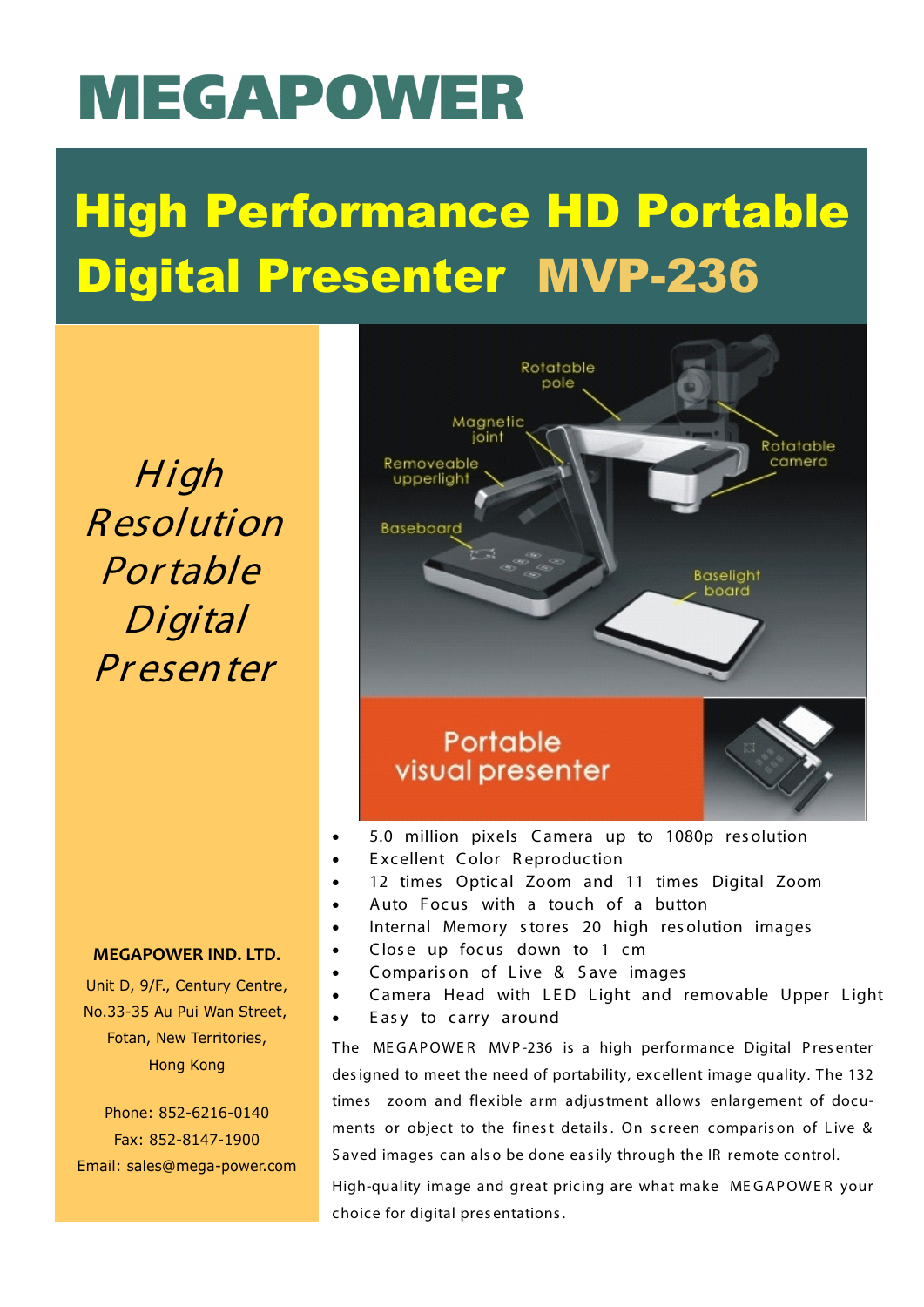# MEGAPOWER

## High Performance HD Portable Digital Presenter MVP-236

*High Resolution Portable Digital Presenter*

Rotatable pole

Magnetic joint

Removeable upperlight

Rotatable camera

Baseboard

Baselight board

Portable visual presenter

- 5.0 million pixels Camera up to 1080p resolution
- Excellent Color Reproduction
- 12 times Optical Zoom and 11 times Digital Zoom
- Auto Focus with a touch of a button
- Internal Memory stores 20 high resolution images
- Close up focus down to 1 cm
- Comparison of Live & Save images
- Camera Head with LED Light and removable Upper Light
- Easy to carry around

The MEGAPOWER MVP-236 is a high performance Digital Presenter designed to meet the need of portability, excellent image quality. The 132 times zoom and flexible arm adjustment allows enlargement of documents or object to the finest details. On screen comparison of Live & Saved images can also be done easily through the IR remote control.

High-quality image and great pricing are what make MEGAPOWER your choice for digital presentations.

**MEGAPOWER IND. LTD.**

Unit D, 9/F., Century Centre,
No.33-35 Au Pui Wan Street,
Fotan, New Territories,
Hong Kong

Phone: 852-6216-0140
Fax: 852-8147-1900
Email: sales@mega-power.com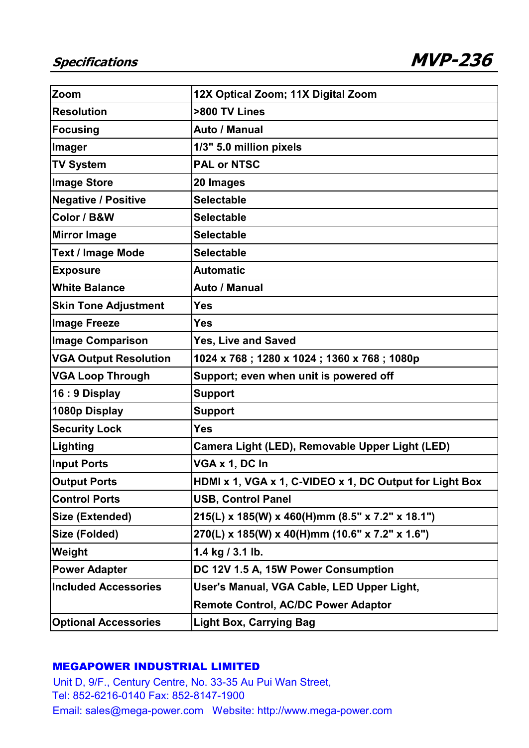## Specifications

## MVP-236

| | |
|---|---|
| Zoom | 12X Optical Zoom; 11X Digital Zoom |
| Resolution | >800 TV Lines |
| Focusing | Auto / Manual |
| Imager | 1/3" 5.0 million pixels |
| TV System | PAL or NTSC |
| Image Store | 20 Images |
| Negative / Positive | Selectable |
| Color / B&W | Selectable |
| Mirror Image | Selectable |
| Text / Image Mode | Selectable |
| Exposure | Automatic |
| White Balance | Auto / Manual |
| Skin Tone Adjustment | Yes |
| Image Freeze | Yes |
| Image Comparison | Yes, Live and Saved |
| VGA Output Resolution | 1024 x 768 ; 1280 x 1024 ; 1360 x 768 ; 1080p |
| VGA Loop Through | Support; even when unit is powered off |
| 16 : 9 Display | Support |
| 1080p Display | Support |
| Security Lock | Yes |
| Lighting | Camera Light (LED), Removable Upper Light (LED) |
| Input Ports | VGA x 1, DC In |
| Output Ports | HDMI x 1, VGA x 1, C-VIDEO x 1, DC Output for Light Box |
| Control Ports | USB, Control Panel |
| Size (Extended) | 215(L) x 185(W) x 460(H)mm (8.5" x 7.2" x 18.1") |
| Size (Folded) | 270(L) x 185(W) x 40(H)mm (10.6" x 7.2" x 1.6") |
| Weight | 1.4 kg / 3.1 lb. |
| Power Adapter | DC 12V 1.5 A, 15W Power Consumption |
| Included Accessories | User's Manual, VGA Cable, LED Upper Light, Remote Control, AC/DC Power Adaptor |
| Optional Accessories | Light Box, Carrying Bag |

**MEGAPOWER INDUSTRIAL LIMITED**

Unit D, 9/F., Century Centre, No. 33-35 Au Pui Wan Street,
Tel: 852-6216-0140 Fax: 852-8147-1900
Email: sales@mega-power.com Website: http://www.mega-power.com